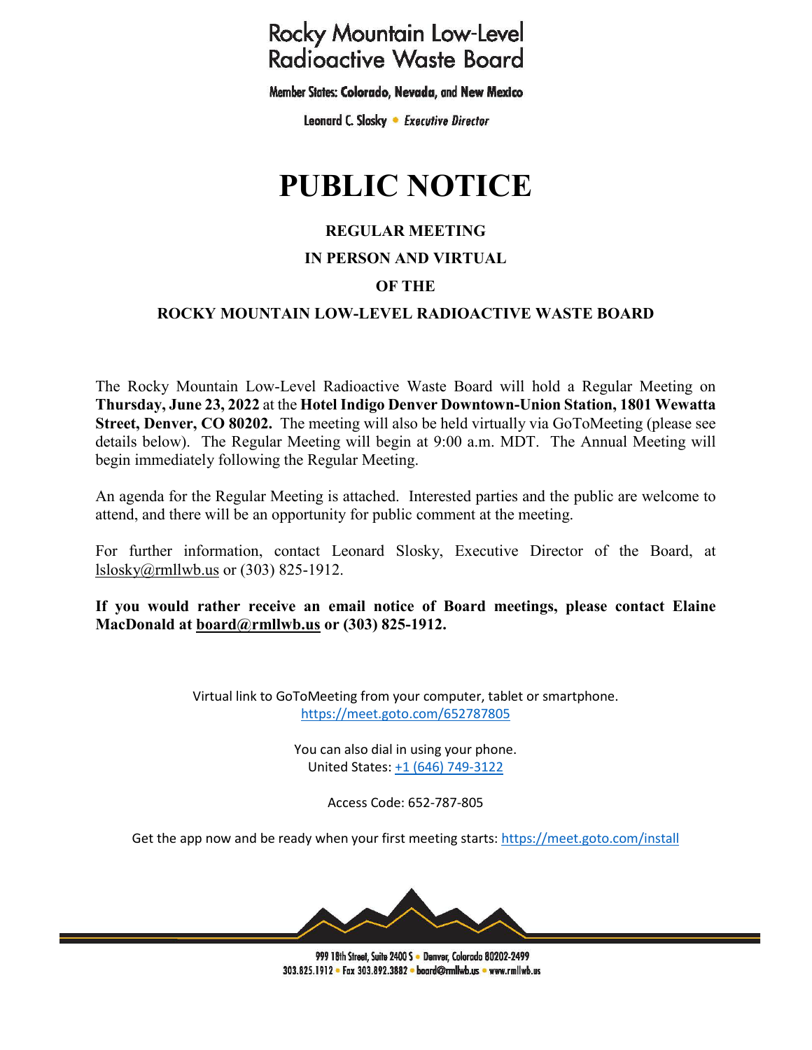Rocky Mountain Low-Level Radioactive Waste Board

Member States: **Colorado, Nevada,** and **New Mexico**

Leonard C. Slosky • *Executive Director*

# PUBLIC NOTICE

## REGULAR MEETING
## IN PERSON AND VIRTUAL
## OF THE
## ROCKY MOUNTAIN LOW-LEVEL RADIOACTIVE WASTE BOARD

The Rocky Mountain Low-Level Radioactive Waste Board will hold a Regular Meeting on **Thursday, June 23, 2022** at the **Hotel Indigo Denver Downtown-Union Station, 1801 Wewatta Street, Denver, CO 80202.** The meeting will also be held virtually via GoToMeeting (please see details below). The Regular Meeting will begin at 9:00 a.m. MDT. The Annual Meeting will begin immediately following the Regular Meeting.

An agenda for the Regular Meeting is attached. Interested parties and the public are welcome to attend, and there will be an opportunity for public comment at the meeting.

For further information, contact Leonard Slosky, Executive Director of the Board, at lslosky@rmllwb.us or (303) 825-1912.

**If you would rather receive an email notice of Board meetings, please contact Elaine MacDonald at board@rmllwb.us or (303) 825-1912.**

Virtual link to GoToMeeting from your computer, tablet or smartphone.
https://meet.goto.com/652787805

You can also dial in using your phone.
United States: +1 (646) 749-3122

Access Code: 652-787-805

Get the app now and be ready when your first meeting starts: https://meet.goto.com/install

999 18th Street, Suite 2400 S • Denver, Colorado 80202-2499
303.825.1912 • Fax 303.892.3882 • board@rmllwb.us • www.rmllwb.us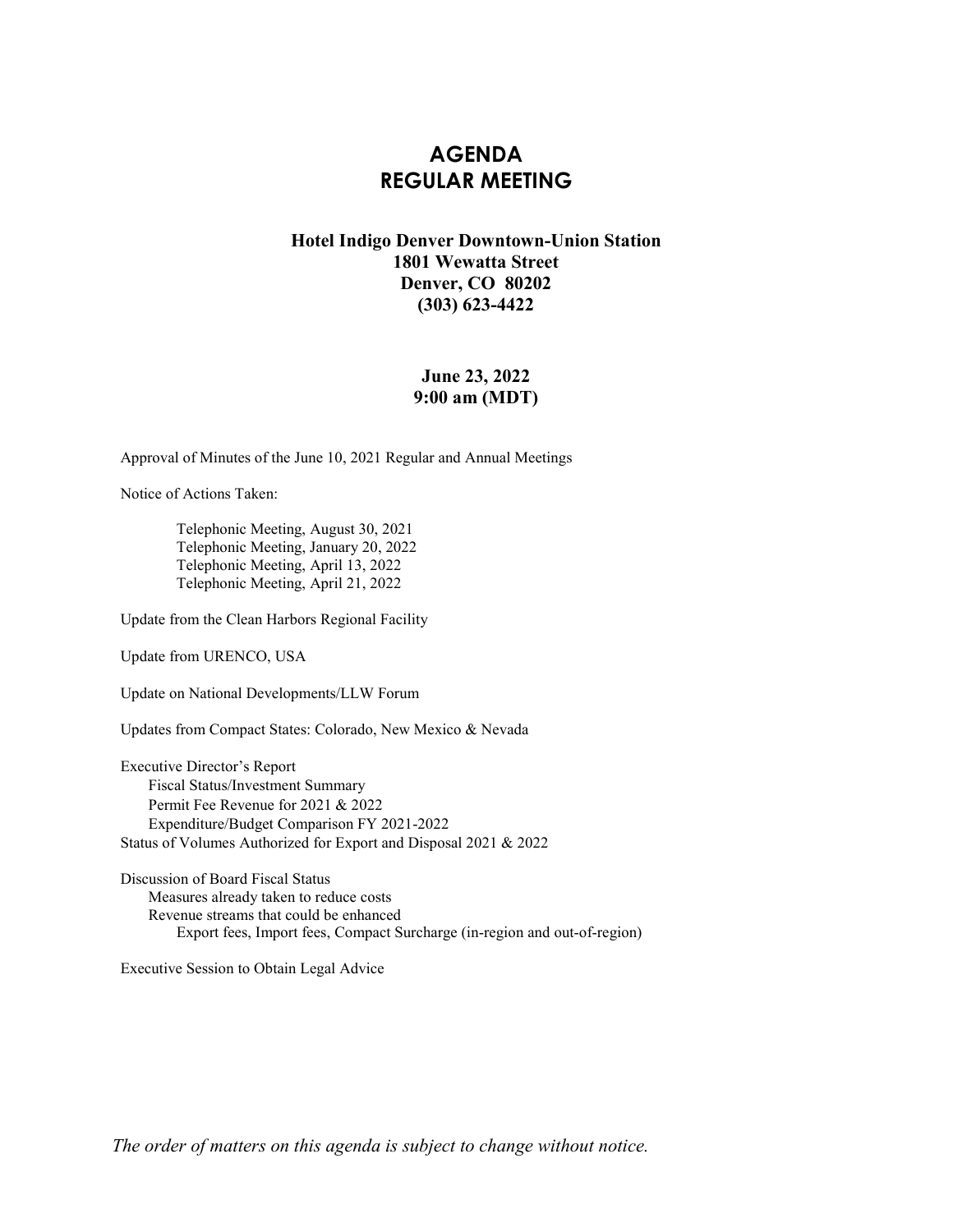# AGENDA
# REGULAR MEETING

**Hotel Indigo Denver Downtown-Union Station**
**1801 Wewatta Street**
**Denver, CO 80202**
**(303) 623-4422**

**June 23, 2022**
**9:00 am (MDT)**

Approval of Minutes of the June 10, 2021 Regular and Annual Meetings

Notice of Actions Taken:

- Telephonic Meeting, August 30, 2021
- Telephonic Meeting, January 20, 2022
- Telephonic Meeting, April 13, 2022
- Telephonic Meeting, April 21, 2022

Update from the Clean Harbors Regional Facility

Update from URENCO, USA

Update on National Developments/LLW Forum

Updates from Compact States: Colorado, New Mexico & Nevada

Executive Director's Report
- Fiscal Status/Investment Summary
- Permit Fee Revenue for 2021 & 2022
- Expenditure/Budget Comparison FY 2021-2022

Status of Volumes Authorized for Export and Disposal 2021 & 2022

Discussion of Board Fiscal Status
- Measures already taken to reduce costs
- Revenue streams that could be enhanced
  - Export fees, Import fees, Compact Surcharge (in-region and out-of-region)

Executive Session to Obtain Legal Advice

*The order of matters on this agenda is subject to change without notice.*